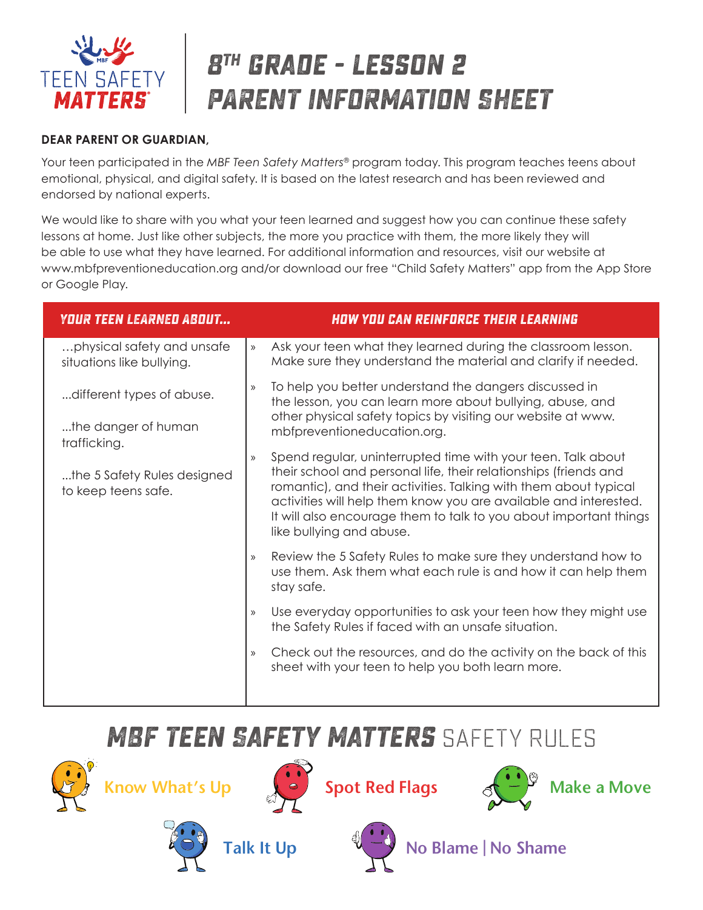TEEN SAFETY **MATTERS**®

# 8TH GRADE - LESSON 2
# PARENT INFORMATION SHEET

**DEAR PARENT OR GUARDIAN,**

Your teen participated in the *MBF Teen Safety Matters®* program today. This program teaches teens about emotional, physical, and digital safety. It is based on the latest research and has been reviewed and endorsed by national experts.

We would like to share with you what your teen learned and suggest how you can continue these safety lessons at home. Just like other subjects, the more you practice with them, the more likely they will be able to use what they have learned. For additional information and resources, visit our website at www.mbfpreventioneducation.org and/or download our free "Child Safety Matters" app from the App Store or Google Play.

| YOUR TEEN LEARNED ABOUT... | HOW YOU CAN REINFORCE THEIR LEARNING |
|---|---|
| ...physical safety and unsafe situations like bullying.<br><br>...different types of abuse.<br><br>...the danger of human trafficking.<br><br>...the 5 Safety Rules designed to keep teens safe. | » Ask your teen what they learned during the classroom lesson. Make sure they understand the material and clarify if needed.<br><br>» To help you better understand the dangers discussed in the lesson, you can learn more about bullying, abuse, and other physical safety topics by visiting our website at www.mbfpreventioneducation.org.<br><br>» Spend regular, uninterrupted time with your teen. Talk about their school and personal life, their relationships (friends and romantic), and their activities. Talking with them about typical activities will help them know you are available and interested. It will also encourage them to talk to you about important things like bullying and abuse.<br><br>» Review the 5 Safety Rules to make sure they understand how to use them. Ask them what each rule is and how it can help them stay safe.<br><br>» Use everyday opportunities to ask your teen how they might use the Safety Rules if faced with an unsafe situation.<br><br>» Check out the resources, and do the activity on the back of this sheet with your teen to help you both learn more. |

## *MBF TEEN SAFETY MATTERS* SAFETY RULES

- Know What's Up
- Spot Red Flags
- Make a Move
- Talk It Up
- No Blame | No Shame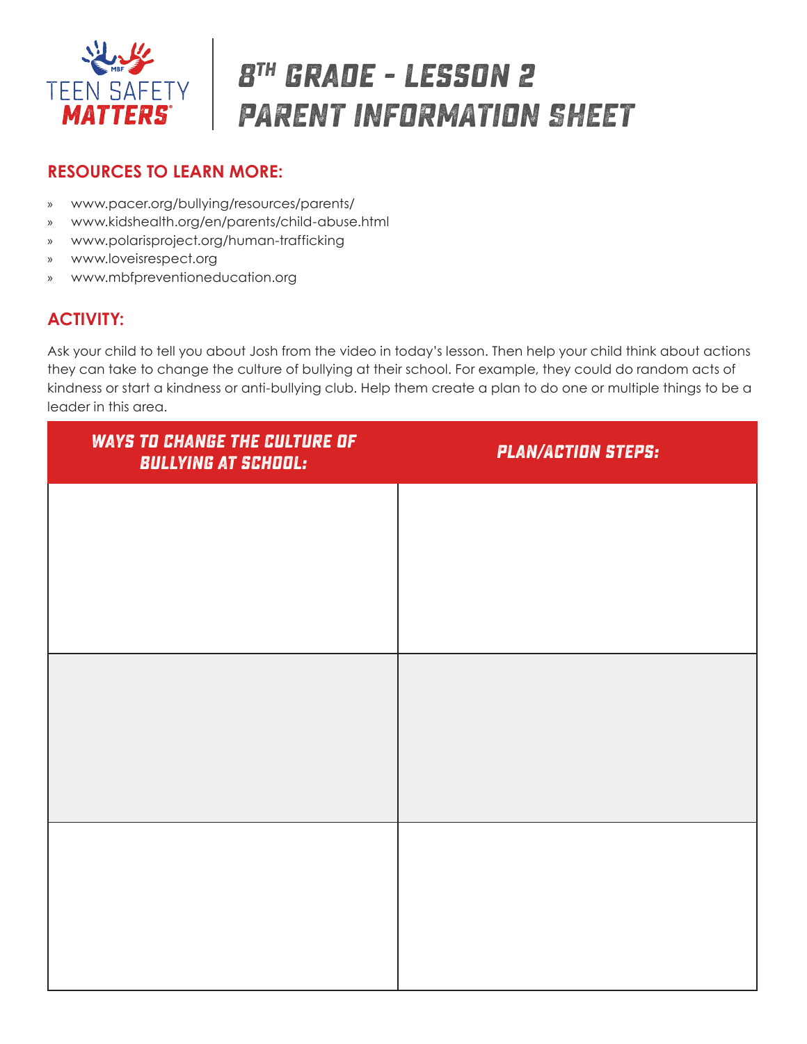TEEN SAFETY MATTERS®

# 8TH GRADE - LESSON 2 PARENT INFORMATION SHEET

## RESOURCES TO LEARN MORE:

- www.pacer.org/bullying/resources/parents/
- www.kidshealth.org/en/parents/child-abuse.html
- www.polarisproject.org/human-trafficking
- www.loveisrespect.org
- www.mbfpreventioneducation.org

## ACTIVITY:

Ask your child to tell you about Josh from the video in today's lesson. Then help your child think about actions they can take to change the culture of bullying at their school. For example, they could do random acts of kindness or start a kindness or anti-bullying club. Help them create a plan to do one or multiple things to be a leader in this area.

| WAYS TO CHANGE THE CULTURE OF BULLYING AT SCHOOL: | PLAN/ACTION STEPS: |
| --- | --- |
| | |
| | |
| | |